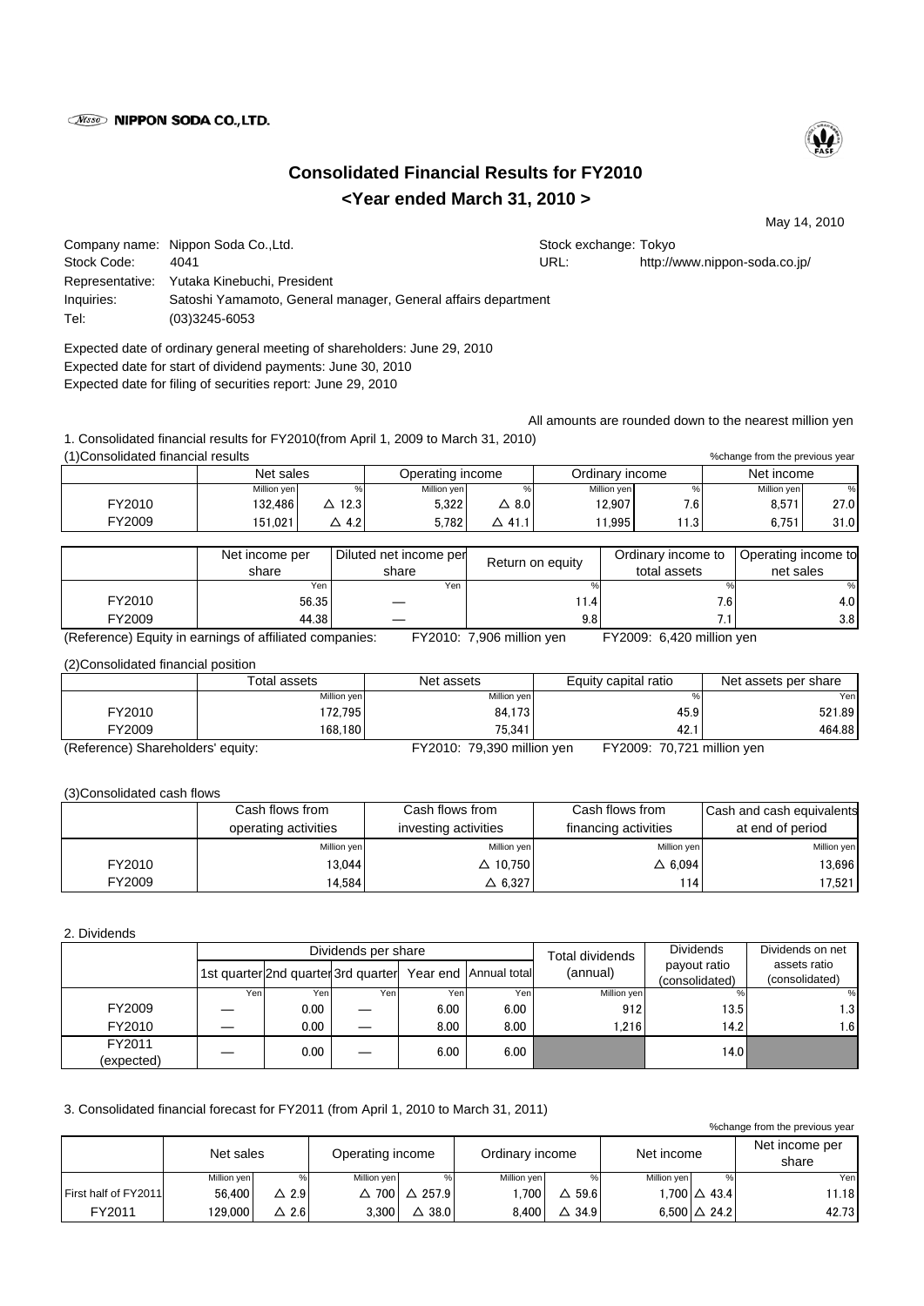NIPPON SODA CO.,LTD.

# Consolidated Financial Results for FY2010
## <Year ended March 31, 2010 >

May 14, 2010

Company name: Nippon Soda Co.,Ltd.
Stock exchange: Tokyo
Stock Code: 4041
URL: http://www.nippon-soda.co.jp/
Representative: Yutaka Kinebuchi, President
Inquiries: Satoshi Yamamoto, General manager, General affairs department
Tel: (03)3245-6053

Expected date of ordinary general meeting of shareholders: June 29, 2010
Expected date for start of dividend payments: June 30, 2010
Expected date for filing of securities report: June 29, 2010

All amounts are rounded down to the nearest million yen

1. Consolidated financial results for FY2010(from April 1, 2009 to March 31, 2010)

(1)Consolidated financial results

%change from the previous year

| | Net sales | | Operating income | | Ordinary income | | Net income | |
|---|---|---|---|---|---|---|---|---|
| | Million yen | % | Million yen | % | Million yen | % | Million yen | % |
| FY2010 | 132,486 | △ 12.3 | 5,322 | △ 8.0 | 12,907 | 7.6 | 8,571 | 27.0 |
| FY2009 | 151,021 | △ 4.2 | 5,782 | △ 41.1 | 11,995 | 11.3 | 6,751 | 31.0 |

| | Net income per share | Diluted net income per share | Return on equity | Ordinary income to total assets | Operating income to net sales |
|---|---|---|---|---|---|
| | Yen | Yen | % | % | % |
| FY2010 | 56.35 | — | 11.4 | 7.6 | 4.0 |
| FY2009 | 44.38 | — | 9.8 | 7.1 | 3.8 |

(Reference) Equity in earnings of affiliated companies: FY2010: 7,906 million yen FY2009: 6,420 million yen

(2)Consolidated financial position

| | Total assets | Net assets | Equity capital ratio | Net assets per share |
|---|---|---|---|---|
| | Million yen | Million yen | % | Yen |
| FY2010 | 172,795 | 84,173 | 45.9 | 521.89 |
| FY2009 | 168,180 | 75,341 | 42.1 | 464.88 |

(Reference) Shareholders' equity: FY2010: 79,390 million yen FY2009: 70,721 million yen

(3)Consolidated cash flows

| | Cash flows from operating activities | Cash flows from investing activities | Cash flows from financing activities | Cash and cash equivalents at end of period |
|---|---|---|---|---|
| | Million yen | Million yen | Million yen | Million yen |
| FY2010 | 13,044 | △ 10,750 | △ 6,094 | 13,696 |
| FY2009 | 14,584 | △ 6,327 | 114 | 17,521 |

2. Dividends

| | Dividends per share | | | | | Total dividends (annual) | Dividends payout ratio (consolidated) | Dividends on net assets ratio (consolidated) |
|---|---|---|---|---|---|---|---|---|
| | 1st quarter | 2nd quarter | 3rd quarter | Year end | Annual total | | | |
| | Yen | Yen | Yen | Yen | Yen | Million yen | % | % |
| FY2009 | — | 0.00 | — | 6.00 | 6.00 | 912 | 13.5 | 1.3 |
| FY2010 | — | 0.00 | — | 8.00 | 8.00 | 1,216 | 14.2 | 1.6 |
| FY2011 (expected) | — | 0.00 | — | 6.00 | 6.00 | | 14.0 | |

3. Consolidated financial forecast for FY2011 (from April 1, 2010 to March 31, 2011)

%change from the previous year

| | Net sales | | Operating income | | Ordinary income | | Net income | | Net income per share |
|---|---|---|---|---|---|---|---|---|---|
| | Million yen | % | Million yen | % | Million yen | % | Million yen | % | Yen |
| First half of FY2011 | 56,400 | △ 2.9 | △ 700 | △ 257.9 | 1,700 | △ 59.6 | 1,700 | △ 43.4 | 11.18 |
| FY2011 | 129,000 | △ 2.6 | 3,300 | △ 38.0 | 8,400 | △ 34.9 | 6,500 | △ 24.2 | 42.73 |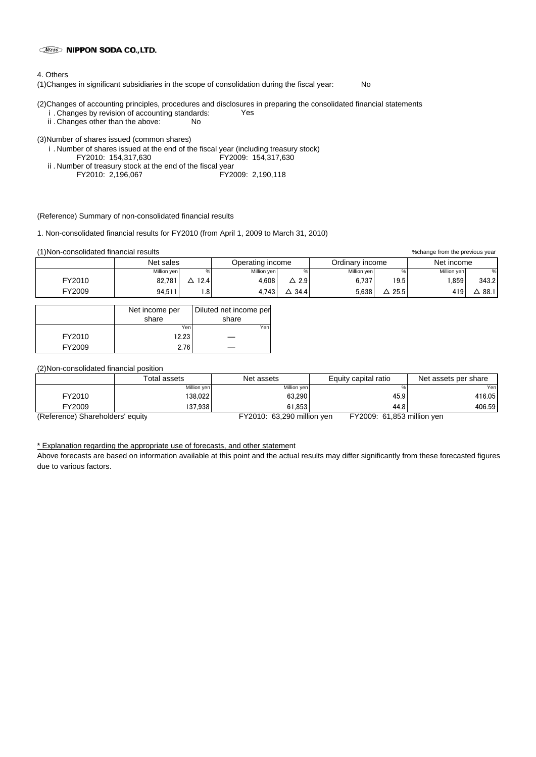4. Others

(1)Changes in significant subsidiaries in the scope of consolidation during the fiscal year: No

(2)Changes of accounting principles, procedures and disclosures in preparing the consolidated financial statements

ⅰ. Changes by revision of accounting standards: Yes

ⅱ. Changes other than the above: No

(3)Number of shares issued (common shares)

ⅰ. Number of shares issued at the end of the fiscal year (including treasury stock)

FY2010: 154,317,630 FY2009: 154,317,630

ⅱ. Number of treasury stock at the end of the fiscal year

FY2010: 2,196,067 FY2009: 2,190,118

(Reference) Summary of non-consolidated financial results

1. Non-consolidated financial results for FY2010 (from April 1, 2009 to March 31, 2010)

(1)Non-consolidated financial results

%change from the previous year

| | Net sales | | Operating income | | Ordinary income | | Net income | |
|---|---|---|---|---|---|---|---|---|
| | Million yen | % | Million yen | % | Million yen | % | Million yen | % |
| FY2010 | 82,781 | △ 12.4 | 4,608 | △ 2.9 | 6,737 | 19.5 | 1,859 | 343.2 |
| FY2009 | 94,511 | 1.8 | 4,743 | △ 34.4 | 5,638 | △ 25.5 | 419 | △ 88.1 |

| | Net income per share | Diluted net income per share |
|---|---|---|
| | Yen | Yen |
| FY2010 | 12.23 | ― |
| FY2009 | 2.76 | ― |

(2)Non-consolidated financial position

| | Total assets | Net assets | Equity capital ratio | Net assets per share |
|---|---|---|---|---|
| | Million yen | Million yen | % | Yen |
| FY2010 | 138,022 | 63,290 | 45.9 | 416.05 |
| FY2009 | 137,938 | 61,853 | 44.8 | 406.59 |

(Reference) Shareholders' equity FY2010: 63,290 million yen FY2009: 61,853 million yen

* Explanation regarding the appropriate use of forecasts, and other statement

Above forecasts are based on information available at this point and the actual results may differ significantly from these forecasted figures due to various factors.